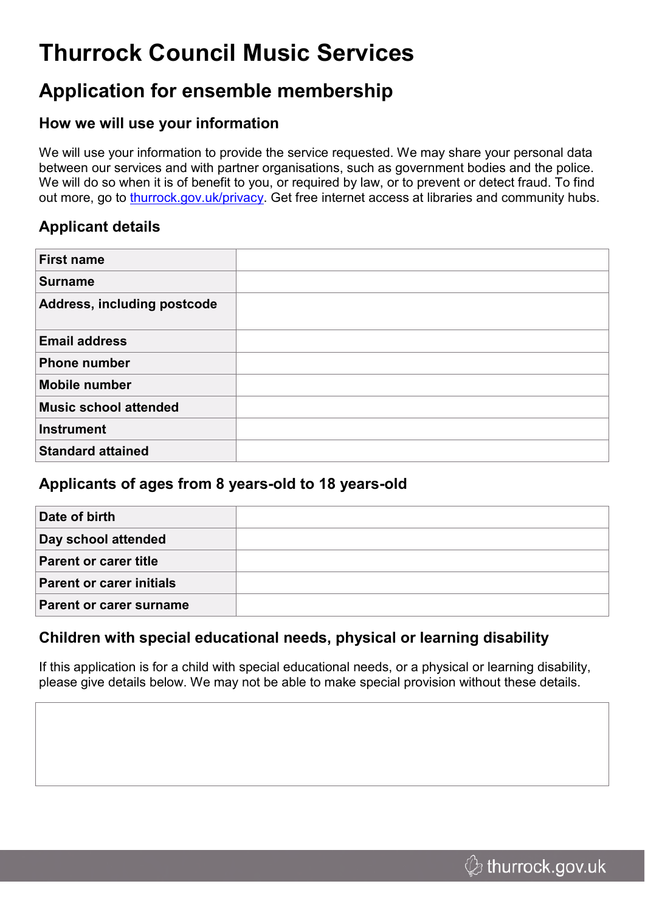# Thurrock Council Music Services

## Application for ensemble membership

### How we will use your information

We will use your information to provide the service requested. We may share your personal data between our services and with partner organisations, such as government bodies and the police. We will do so when it is of benefit to you, or required by law, or to prevent or detect fraud. To find out more, go to [thurrock.gov.uk/privacy](thurrock.gov.uk/privacy). Get free internet access at libraries and community hubs.

### Applicant details

| | |
|---|---|
| **First name** | |
| **Surname** | |
| **Address, including postcode** | |
| **Email address** | |
| **Phone number** | |
| **Mobile number** | |
| **Music school attended** | |
| **Instrument** | |
| **Standard attained** | |

### Applicants of ages from 8 years-old to 18 years-old

| | |
|---|---|
| **Date of birth** | |
| **Day school attended** | |
| **Parent or carer title** | |
| **Parent or carer initials** | |
| **Parent or carer surname** | |

### Children with special educational needs, physical or learning disability

If this application is for a child with special educational needs, or a physical or learning disability, please give details below. We may not be able to make special provision without these details.

| |
|---|
| |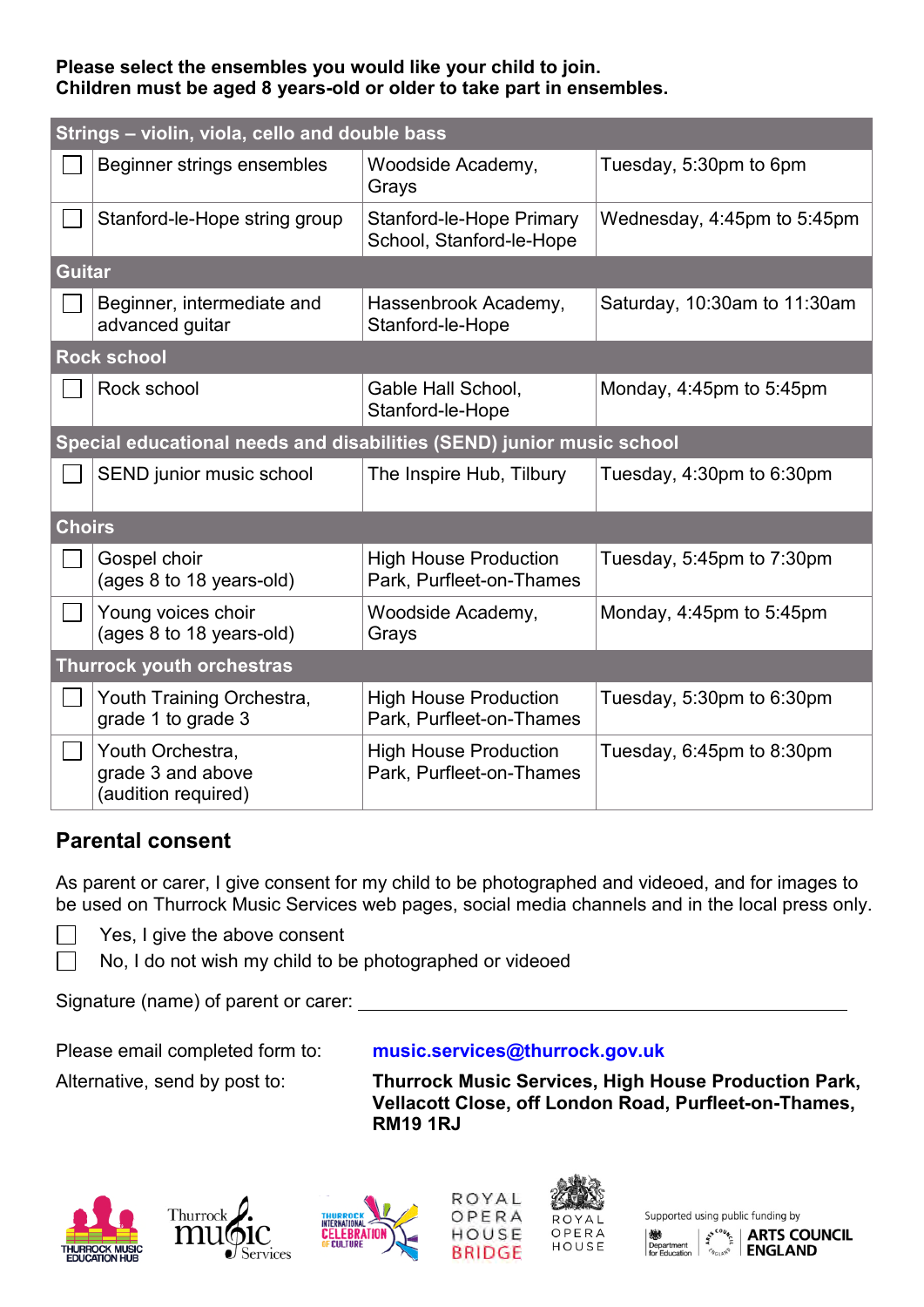**Please select the ensembles you would like your child to join.**
**Children must be aged 8 years-old or older to take part in ensembles.**

| | | | |
|---|---|---|---|
| **Strings – violin, viola, cello and double bass** | | | |
| ☐ | Beginner strings ensembles | Woodside Academy, Grays | Tuesday, 5:30pm to 6pm |
| ☐ | Stanford-le-Hope string group | Stanford-le-Hope Primary School, Stanford-le-Hope | Wednesday, 4:45pm to 5:45pm |
| **Guitar** | | | |
| ☐ | Beginner, intermediate and advanced guitar | Hassenbrook Academy, Stanford-le-Hope | Saturday, 10:30am to 11:30am |
| **Rock school** | | | |
| ☐ | Rock school | Gable Hall School, Stanford-le-Hope | Monday, 4:45pm to 5:45pm |
| **Special educational needs and disabilities (SEND) junior music school** | | | |
| ☐ | SEND junior music school | The Inspire Hub, Tilbury | Tuesday, 4:30pm to 6:30pm |
| **Choirs** | | | |
| ☐ | Gospel choir (ages 8 to 18 years-old) | High House Production Park, Purfleet-on-Thames | Tuesday, 5:45pm to 7:30pm |
| ☐ | Young voices choir (ages 8 to 18 years-old) | Woodside Academy, Grays | Monday, 4:45pm to 5:45pm |
| **Thurrock youth orchestras** | | | |
| ☐ | Youth Training Orchestra, grade 1 to grade 3 | High House Production Park, Purfleet-on-Thames | Tuesday, 5:30pm to 6:30pm |
| ☐ | Youth Orchestra, grade 3 and above (audition required) | High House Production Park, Purfleet-on-Thames | Tuesday, 6:45pm to 8:30pm |

## Parental consent

As parent or carer, I give consent for my child to be photographed and videoed, and for images to be used on Thurrock Music Services web pages, social media channels and in the local press only.

☐ Yes, I give the above consent

☐ No, I do not wish my child to be photographed or videoed

Signature (name) of parent or carer: ______________________________

Please email completed form to: **music.services@thurrock.gov.uk**

Alternative, send by post to: **Thurrock Music Services, High House Production Park, Vellacott Close, off London Road, Purfleet-on-Thames, RM19 1RJ**

THURROCK MUSIC EDUCATION HUB

Thurrock music Services

THURROCK INTERNATIONAL CELEBRATION OF CULTURE

ROYAL OPERA HOUSE BRIDGE

ROYAL OPERA HOUSE

Supported using public funding by Department for Education ARTS COUNCIL ENGLAND